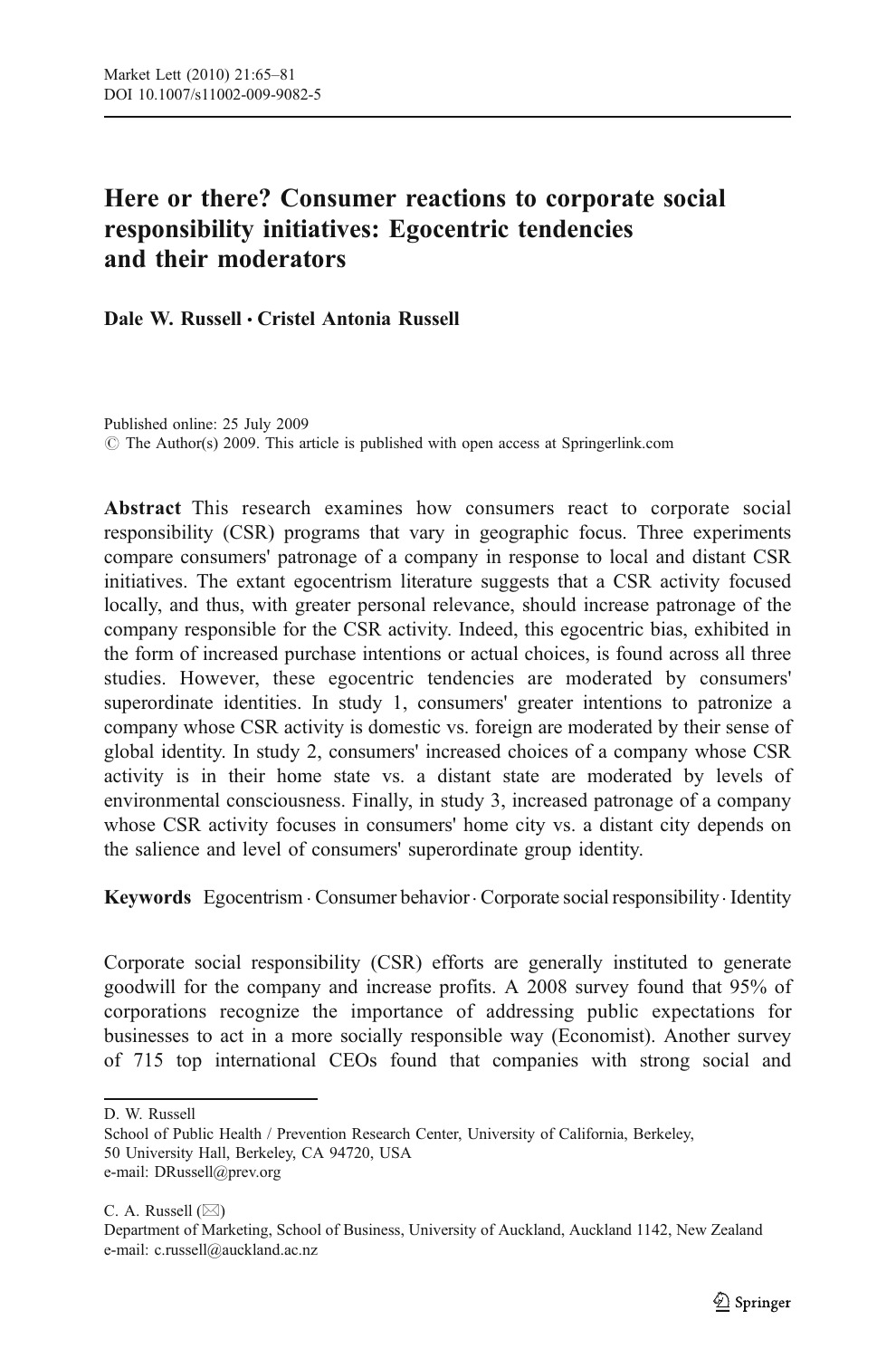# Here or there? Consumer reactions to corporate social responsibility initiatives: Egocentric tendencies and their moderators

**Dale W. Russell · Cristel Antonia Russell**

Published online: 25 July 2009
© The Author(s) 2009. This article is published with open access at Springerlink.com

**Abstract** This research examines how consumers react to corporate social responsibility (CSR) programs that vary in geographic focus. Three experiments compare consumers' patronage of a company in response to local and distant CSR initiatives. The extant egocentrism literature suggests that a CSR activity focused locally, and thus, with greater personal relevance, should increase patronage of the company responsible for the CSR activity. Indeed, this egocentric bias, exhibited in the form of increased purchase intentions or actual choices, is found across all three studies. However, these egocentric tendencies are moderated by consumers' superordinate identities. In study 1, consumers' greater intentions to patronize a company whose CSR activity is domestic vs. foreign are moderated by their sense of global identity. In study 2, consumers' increased choices of a company whose CSR activity is in their home state vs. a distant state are moderated by levels of environmental consciousness. Finally, in study 3, increased patronage of a company whose CSR activity focuses in consumers' home city vs. a distant city depends on the salience and level of consumers' superordinate group identity.

**Keywords** Egocentrism · Consumer behavior · Corporate social responsibility · Identity

Corporate social responsibility (CSR) efforts are generally instituted to generate goodwill for the company and increase profits. A 2008 survey found that 95% of corporations recognize the importance of addressing public expectations for businesses to act in a more socially responsible way (Economist). Another survey of 715 top international CEOs found that companies with strong social and

---

D. W. Russell
School of Public Health / Prevention Research Center, University of California, Berkeley,
50 University Hall, Berkeley, CA 94720, USA
e-mail: DRussell@prev.org

C. A. Russell (✉)
Department of Marketing, School of Business, University of Auckland, Auckland 1142, New Zealand
e-mail: c.russell@auckland.ac.nz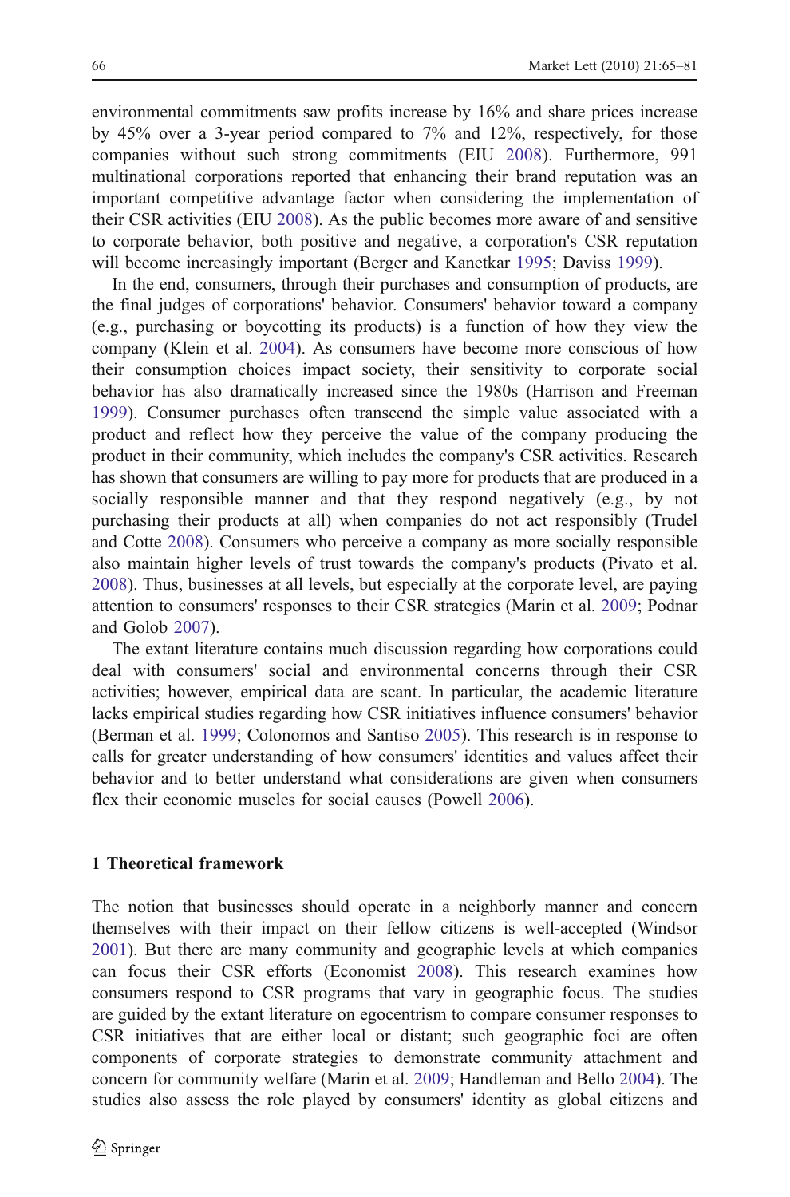environmental commitments saw profits increase by 16% and share prices increase by 45% over a 3-year period compared to 7% and 12%, respectively, for those companies without such strong commitments (EIU 2008). Furthermore, 991 multinational corporations reported that enhancing their brand reputation was an important competitive advantage factor when considering the implementation of their CSR activities (EIU 2008). As the public becomes more aware of and sensitive to corporate behavior, both positive and negative, a corporation's CSR reputation will become increasingly important (Berger and Kanetkar 1995; Daviss 1999).

In the end, consumers, through their purchases and consumption of products, are the final judges of corporations' behavior. Consumers' behavior toward a company (e.g., purchasing or boycotting its products) is a function of how they view the company (Klein et al. 2004). As consumers have become more conscious of how their consumption choices impact society, their sensitivity to corporate social behavior has also dramatically increased since the 1980s (Harrison and Freeman 1999). Consumer purchases often transcend the simple value associated with a product and reflect how they perceive the value of the company producing the product in their community, which includes the company's CSR activities. Research has shown that consumers are willing to pay more for products that are produced in a socially responsible manner and that they respond negatively (e.g., by not purchasing their products at all) when companies do not act responsibly (Trudel and Cotte 2008). Consumers who perceive a company as more socially responsible also maintain higher levels of trust towards the company's products (Pivato et al. 2008). Thus, businesses at all levels, but especially at the corporate level, are paying attention to consumers' responses to their CSR strategies (Marin et al. 2009; Podnar and Golob 2007).

The extant literature contains much discussion regarding how corporations could deal with consumers' social and environmental concerns through their CSR activities; however, empirical data are scant. In particular, the academic literature lacks empirical studies regarding how CSR initiatives influence consumers' behavior (Berman et al. 1999; Colonomos and Santiso 2005). This research is in response to calls for greater understanding of how consumers' identities and values affect their behavior and to better understand what considerations are given when consumers flex their economic muscles for social causes (Powell 2006).

## 1 Theoretical framework

The notion that businesses should operate in a neighborly manner and concern themselves with their impact on their fellow citizens is well-accepted (Windsor 2001). But there are many community and geographic levels at which companies can focus their CSR efforts (Economist 2008). This research examines how consumers respond to CSR programs that vary in geographic focus. The studies are guided by the extant literature on egocentrism to compare consumer responses to CSR initiatives that are either local or distant; such geographic foci are often components of corporate strategies to demonstrate community attachment and concern for community welfare (Marin et al. 2009; Handleman and Bello 2004). The studies also assess the role played by consumers' identity as global citizens and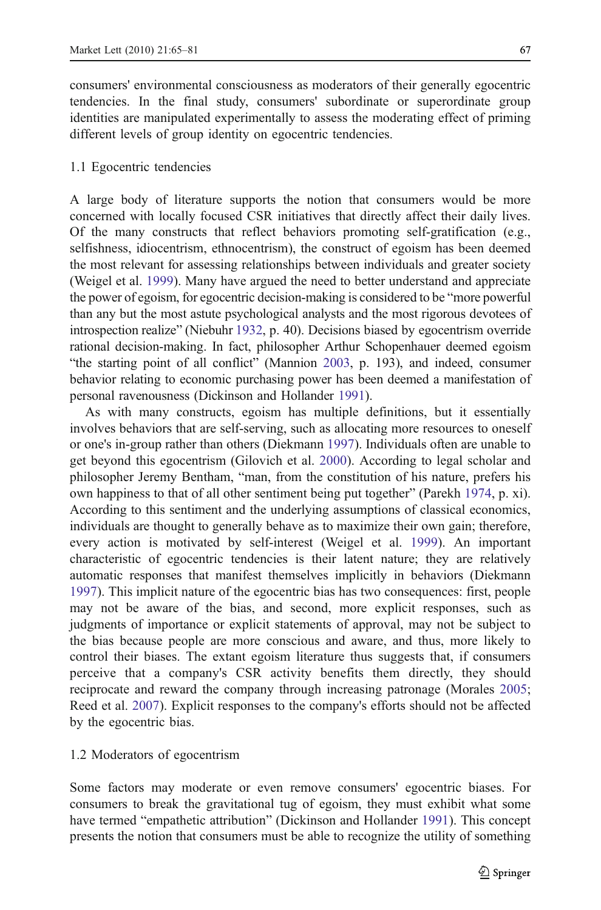consumers' environmental consciousness as moderators of their generally egocentric tendencies. In the final study, consumers' subordinate or superordinate group identities are manipulated experimentally to assess the moderating effect of priming different levels of group identity on egocentric tendencies.

### 1.1 Egocentric tendencies

A large body of literature supports the notion that consumers would be more concerned with locally focused CSR initiatives that directly affect their daily lives. Of the many constructs that reflect behaviors promoting self-gratification (e.g., selfishness, idiocentrism, ethnocentrism), the construct of egoism has been deemed the most relevant for assessing relationships between individuals and greater society (Weigel et al. 1999). Many have argued the need to better understand and appreciate the power of egoism, for egocentric decision-making is considered to be "more powerful than any but the most astute psychological analysts and the most rigorous devotees of introspection realize" (Niebuhr 1932, p. 40). Decisions biased by egocentrism override rational decision-making. In fact, philosopher Arthur Schopenhauer deemed egoism "the starting point of all conflict" (Mannion 2003, p. 193), and indeed, consumer behavior relating to economic purchasing power has been deemed a manifestation of personal ravenousness (Dickinson and Hollander 1991).

As with many constructs, egoism has multiple definitions, but it essentially involves behaviors that are self-serving, such as allocating more resources to oneself or one's in-group rather than others (Diekmann 1997). Individuals often are unable to get beyond this egocentrism (Gilovich et al. 2000). According to legal scholar and philosopher Jeremy Bentham, "man, from the constitution of his nature, prefers his own happiness to that of all other sentiment being put together" (Parekh 1974, p. xi). According to this sentiment and the underlying assumptions of classical economics, individuals are thought to generally behave as to maximize their own gain; therefore, every action is motivated by self-interest (Weigel et al. 1999). An important characteristic of egocentric tendencies is their latent nature; they are relatively automatic responses that manifest themselves implicitly in behaviors (Diekmann 1997). This implicit nature of the egocentric bias has two consequences: first, people may not be aware of the bias, and second, more explicit responses, such as judgments of importance or explicit statements of approval, may not be subject to the bias because people are more conscious and aware, and thus, more likely to control their biases. The extant egoism literature thus suggests that, if consumers perceive that a company's CSR activity benefits them directly, they should reciprocate and reward the company through increasing patronage (Morales 2005; Reed et al. 2007). Explicit responses to the company's efforts should not be affected by the egocentric bias.

### 1.2 Moderators of egocentrism

Some factors may moderate or even remove consumers' egocentric biases. For consumers to break the gravitational tug of egoism, they must exhibit what some have termed "empathetic attribution" (Dickinson and Hollander 1991). This concept presents the notion that consumers must be able to recognize the utility of something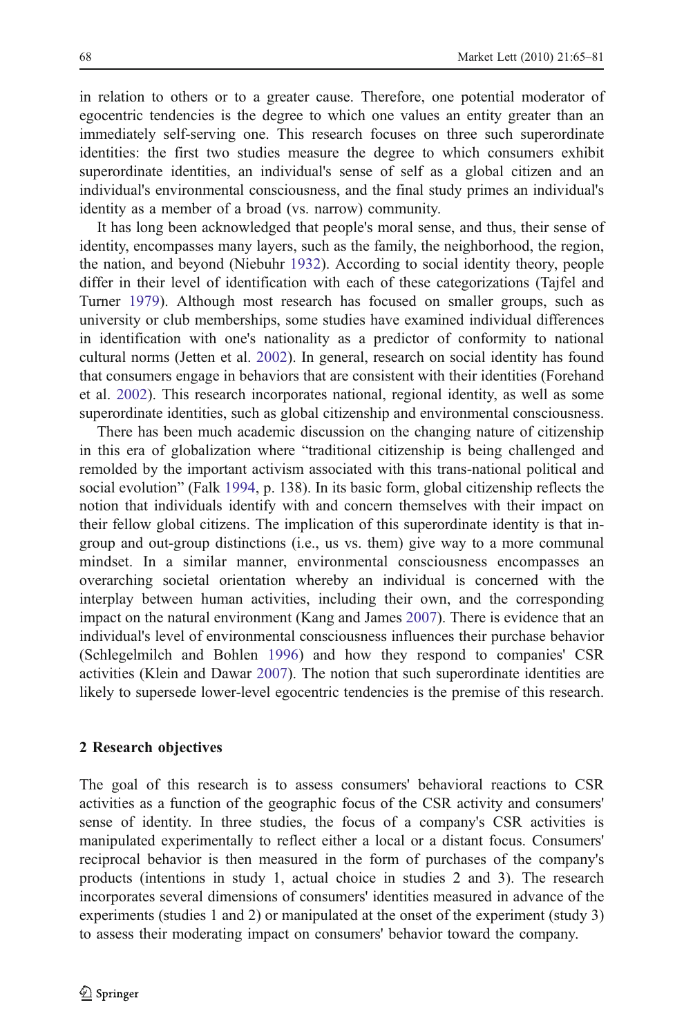in relation to others or to a greater cause. Therefore, one potential moderator of egocentric tendencies is the degree to which one values an entity greater than an immediately self-serving one. This research focuses on three such superordinate identities: the first two studies measure the degree to which consumers exhibit superordinate identities, an individual's sense of self as a global citizen and an individual's environmental consciousness, and the final study primes an individual's identity as a member of a broad (vs. narrow) community.

It has long been acknowledged that people's moral sense, and thus, their sense of identity, encompasses many layers, such as the family, the neighborhood, the region, the nation, and beyond (Niebuhr 1932). According to social identity theory, people differ in their level of identification with each of these categorizations (Tajfel and Turner 1979). Although most research has focused on smaller groups, such as university or club memberships, some studies have examined individual differences in identification with one's nationality as a predictor of conformity to national cultural norms (Jetten et al. 2002). In general, research on social identity has found that consumers engage in behaviors that are consistent with their identities (Forehand et al. 2002). This research incorporates national, regional identity, as well as some superordinate identities, such as global citizenship and environmental consciousness.

There has been much academic discussion on the changing nature of citizenship in this era of globalization where "traditional citizenship is being challenged and remolded by the important activism associated with this trans-national political and social evolution" (Falk 1994, p. 138). In its basic form, global citizenship reflects the notion that individuals identify with and concern themselves with their impact on their fellow global citizens. The implication of this superordinate identity is that in-group and out-group distinctions (i.e., us vs. them) give way to a more communal mindset. In a similar manner, environmental consciousness encompasses an overarching societal orientation whereby an individual is concerned with the interplay between human activities, including their own, and the corresponding impact on the natural environment (Kang and James 2007). There is evidence that an individual's level of environmental consciousness influences their purchase behavior (Schlegelmilch and Bohlen 1996) and how they respond to companies' CSR activities (Klein and Dawar 2007). The notion that such superordinate identities are likely to supersede lower-level egocentric tendencies is the premise of this research.

## 2 Research objectives

The goal of this research is to assess consumers' behavioral reactions to CSR activities as a function of the geographic focus of the CSR activity and consumers' sense of identity. In three studies, the focus of a company's CSR activities is manipulated experimentally to reflect either a local or a distant focus. Consumers' reciprocal behavior is then measured in the form of purchases of the company's products (intentions in study 1, actual choice in studies 2 and 3). The research incorporates several dimensions of consumers' identities measured in advance of the experiments (studies 1 and 2) or manipulated at the onset of the experiment (study 3) to assess their moderating impact on consumers' behavior toward the company.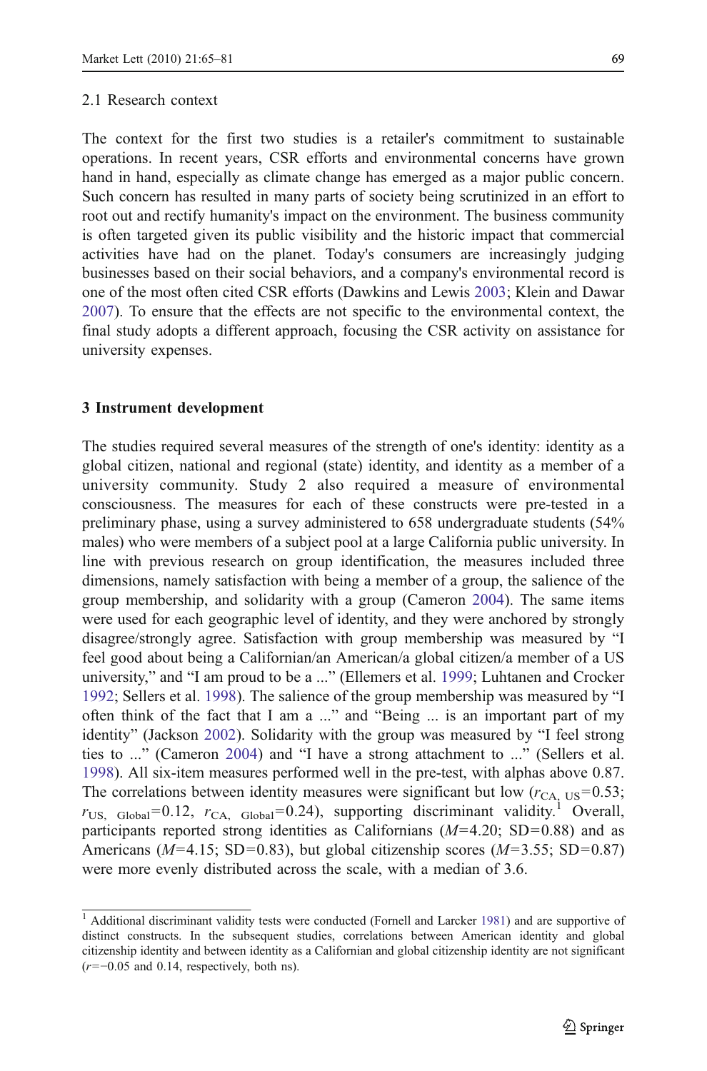### 2.1 Research context

The context for the first two studies is a retailer's commitment to sustainable operations. In recent years, CSR efforts and environmental concerns have grown hand in hand, especially as climate change has emerged as a major public concern. Such concern has resulted in many parts of society being scrutinized in an effort to root out and rectify humanity's impact on the environment. The business community is often targeted given its public visibility and the historic impact that commercial activities have had on the planet. Today's consumers are increasingly judging businesses based on their social behaviors, and a company's environmental record is one of the most often cited CSR efforts (Dawkins and Lewis 2003; Klein and Dawar 2007). To ensure that the effects are not specific to the environmental context, the final study adopts a different approach, focusing the CSR activity on assistance for university expenses.

## 3 Instrument development

The studies required several measures of the strength of one's identity: identity as a global citizen, national and regional (state) identity, and identity as a member of a university community. Study 2 also required a measure of environmental consciousness. The measures for each of these constructs were pre-tested in a preliminary phase, using a survey administered to 658 undergraduate students (54% males) who were members of a subject pool at a large California public university. In line with previous research on group identification, the measures included three dimensions, namely satisfaction with being a member of a group, the salience of the group membership, and solidarity with a group (Cameron 2004). The same items were used for each geographic level of identity, and they were anchored by strongly disagree/strongly agree. Satisfaction with group membership was measured by "I feel good about being a Californian/an American/a global citizen/a member of a US university," and "I am proud to be a ..." (Ellemers et al. 1999; Luhtanen and Crocker 1992; Sellers et al. 1998). The salience of the group membership was measured by "I often think of the fact that I am a ..." and "Being ... is an important part of my identity" (Jackson 2002). Solidarity with the group was measured by "I feel strong ties to ..." (Cameron 2004) and "I have a strong attachment to ..." (Sellers et al. 1998). All six-item measures performed well in the pre-test, with alphas above 0.87. The correlations between identity measures were significant but low ($r_{\text{CA, US}}=0.53$; $r_{\text{US, Global}}=0.12$, $r_{\text{CA, Global}}=0.24$), supporting discriminant validity.[1] Overall, participants reported strong identities as Californians ($M=4.20$; SD=0.88) and as Americans ($M=4.15$; SD=0.83), but global citizenship scores ($M=3.55$; SD=0.87) were more evenly distributed across the scale, with a median of 3.6.

[1] Additional discriminant validity tests were conducted (Fornell and Larcker 1981) and are supportive of distinct constructs. In the subsequent studies, correlations between American identity and global citizenship identity and between identity as a Californian and global citizenship identity are not significant ($r=-0.05$ and 0.14, respectively, both ns).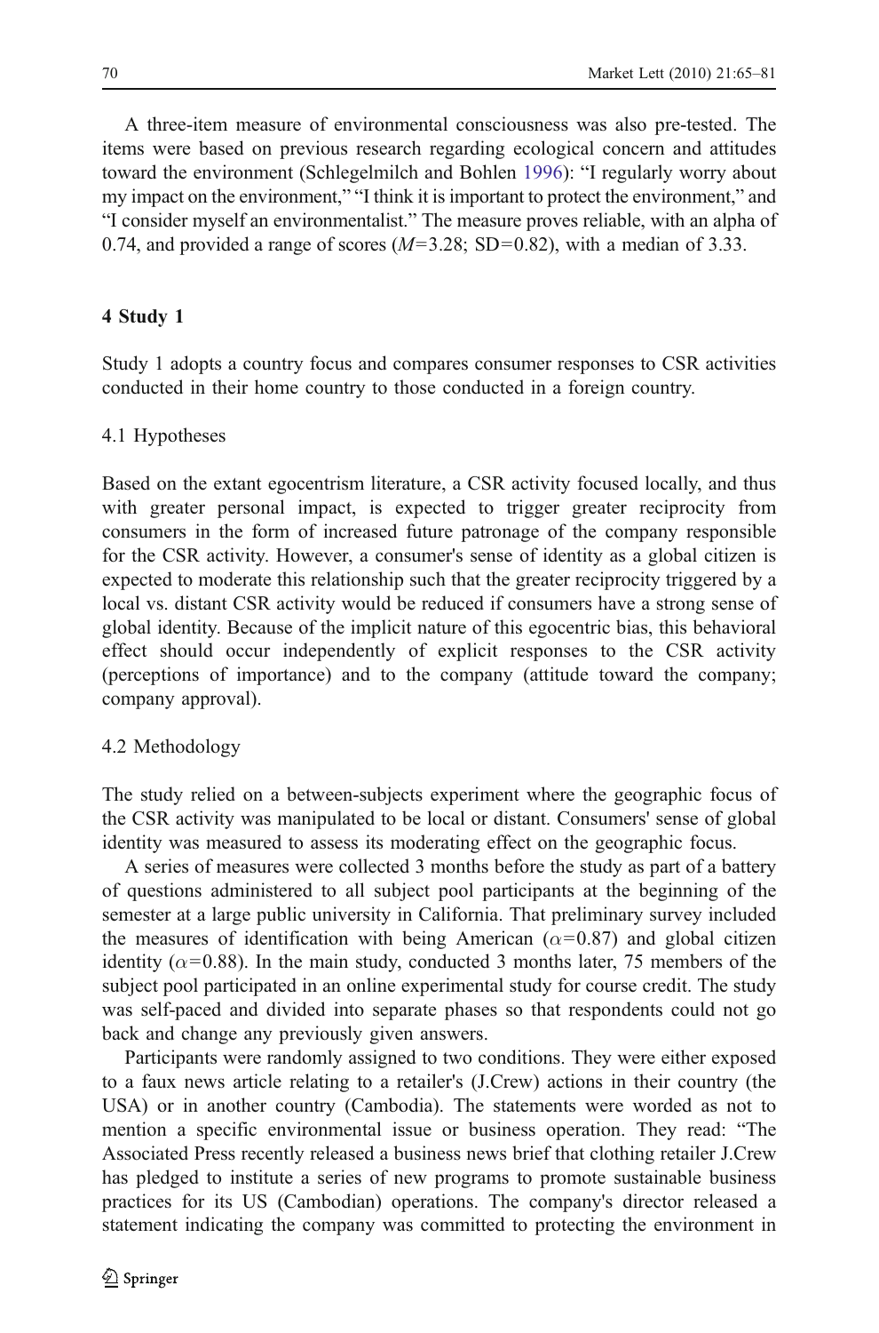A three-item measure of environmental consciousness was also pre-tested. The items were based on previous research regarding ecological concern and attitudes toward the environment (Schlegelmilch and Bohlen 1996): "I regularly worry about my impact on the environment," "I think it is important to protect the environment," and "I consider myself an environmentalist." The measure proves reliable, with an alpha of 0.74, and provided a range of scores ($M=3.28$; $SD=0.82$), with a median of 3.33.

## 4 Study 1

Study 1 adopts a country focus and compares consumer responses to CSR activities conducted in their home country to those conducted in a foreign country.

### 4.1 Hypotheses

Based on the extant egocentrism literature, a CSR activity focused locally, and thus with greater personal impact, is expected to trigger greater reciprocity from consumers in the form of increased future patronage of the company responsible for the CSR activity. However, a consumer's sense of identity as a global citizen is expected to moderate this relationship such that the greater reciprocity triggered by a local vs. distant CSR activity would be reduced if consumers have a strong sense of global identity. Because of the implicit nature of this egocentric bias, this behavioral effect should occur independently of explicit responses to the CSR activity (perceptions of importance) and to the company (attitude toward the company; company approval).

### 4.2 Methodology

The study relied on a between-subjects experiment where the geographic focus of the CSR activity was manipulated to be local or distant. Consumers' sense of global identity was measured to assess its moderating effect on the geographic focus.

A series of measures were collected 3 months before the study as part of a battery of questions administered to all subject pool participants at the beginning of the semester at a large public university in California. That preliminary survey included the measures of identification with being American ($\alpha=0.87$) and global citizen identity ($\alpha=0.88$). In the main study, conducted 3 months later, 75 members of the subject pool participated in an online experimental study for course credit. The study was self-paced and divided into separate phases so that respondents could not go back and change any previously given answers.

Participants were randomly assigned to two conditions. They were either exposed to a faux news article relating to a retailer's (J.Crew) actions in their country (the USA) or in another country (Cambodia). The statements were worded as not to mention a specific environmental issue or business operation. They read: "The Associated Press recently released a business news brief that clothing retailer J.Crew has pledged to institute a series of new programs to promote sustainable business practices for its US (Cambodian) operations. The company's director released a statement indicating the company was committed to protecting the environment in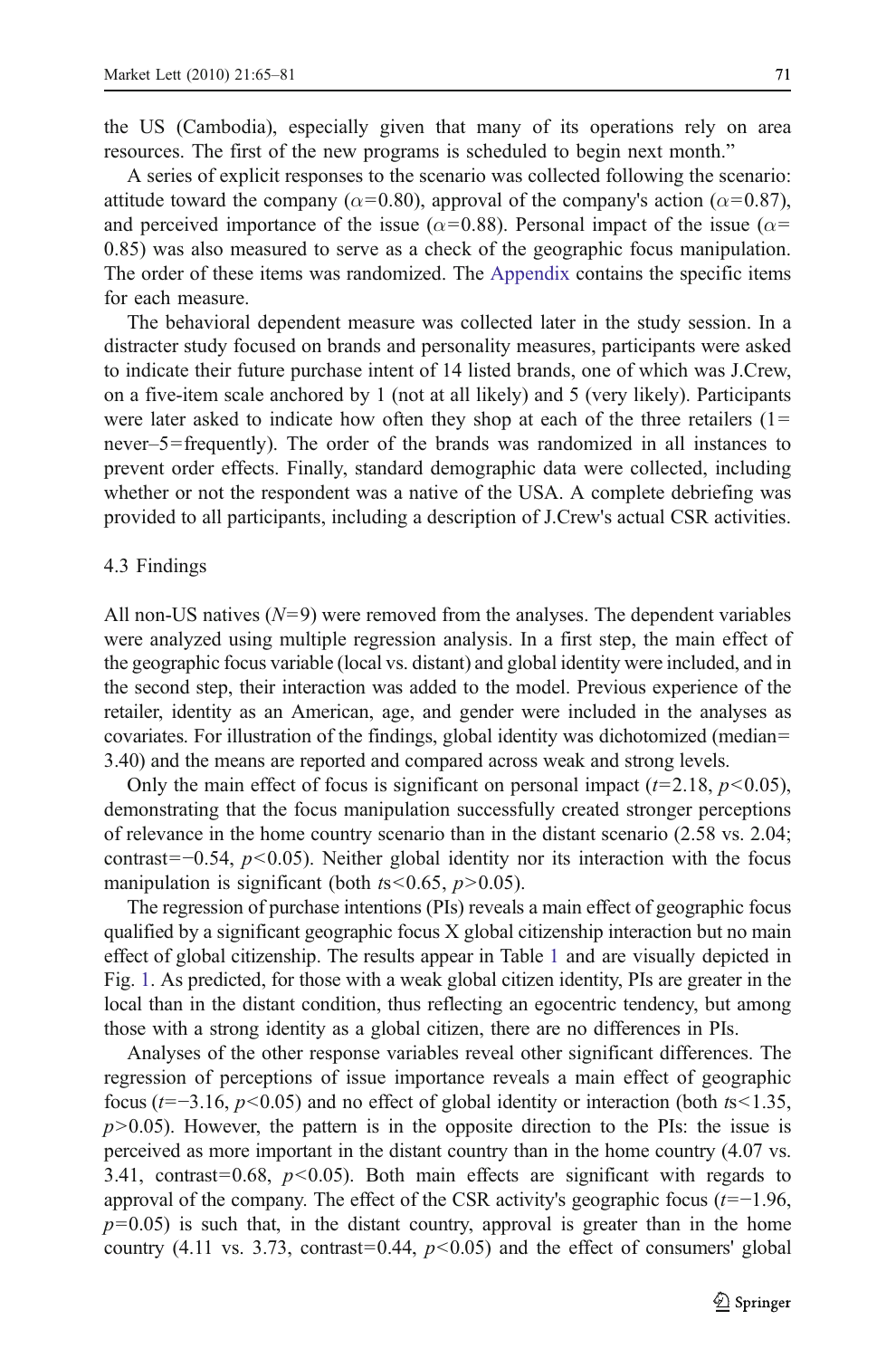the US (Cambodia), especially given that many of its operations rely on area resources. The first of the new programs is scheduled to begin next month."

A series of explicit responses to the scenario was collected following the scenario: attitude toward the company ($\alpha$=0.80), approval of the company's action ($\alpha$=0.87), and perceived importance of the issue ($\alpha$=0.88). Personal impact of the issue ($\alpha$= 0.85) was also measured to serve as a check of the geographic focus manipulation. The order of these items was randomized. The Appendix contains the specific items for each measure.

The behavioral dependent measure was collected later in the study session. In a distracter study focused on brands and personality measures, participants were asked to indicate their future purchase intent of 14 listed brands, one of which was J.Crew, on a five-item scale anchored by 1 (not at all likely) and 5 (very likely). Participants were later asked to indicate how often they shop at each of the three retailers (1= never–5=frequently). The order of the brands was randomized in all instances to prevent order effects. Finally, standard demographic data were collected, including whether or not the respondent was a native of the USA. A complete debriefing was provided to all participants, including a description of J.Crew's actual CSR activities.

### 4.3 Findings

All non-US natives ($N$=9) were removed from the analyses. The dependent variables were analyzed using multiple regression analysis. In a first step, the main effect of the geographic focus variable (local vs. distant) and global identity were included, and in the second step, their interaction was added to the model. Previous experience of the retailer, identity as an American, age, and gender were included in the analyses as covariates. For illustration of the findings, global identity was dichotomized (median= 3.40) and the means are reported and compared across weak and strong levels.

Only the main effect of focus is significant on personal impact ($t$=2.18, $p<0.05$), demonstrating that the focus manipulation successfully created stronger perceptions of relevance in the home country scenario than in the distant scenario (2.58 vs. 2.04; contrast=−0.54, $p<0.05$). Neither global identity nor its interaction with the focus manipulation is significant (both $t$s<0.65, $p>0.05$).

The regression of purchase intentions (PIs) reveals a main effect of geographic focus qualified by a significant geographic focus X global citizenship interaction but no main effect of global citizenship. The results appear in Table 1 and are visually depicted in Fig. 1. As predicted, for those with a weak global citizen identity, PIs are greater in the local than in the distant condition, thus reflecting an egocentric tendency, but among those with a strong identity as a global citizen, there are no differences in PIs.

Analyses of the other response variables reveal other significant differences. The regression of perceptions of issue importance reveals a main effect of geographic focus ($t$=−3.16, $p<0.05$) and no effect of global identity or interaction (both $t$s<1.35, $p>0.05$). However, the pattern is in the opposite direction to the PIs: the issue is perceived as more important in the distant country than in the home country (4.07 vs. 3.41, contrast=0.68, $p<0.05$). Both main effects are significant with regards to approval of the company. The effect of the CSR activity's geographic focus ($t$=−1.96, $p$=0.05) is such that, in the distant country, approval is greater than in the home country (4.11 vs. 3.73, contrast=0.44, $p<0.05$) and the effect of consumers' global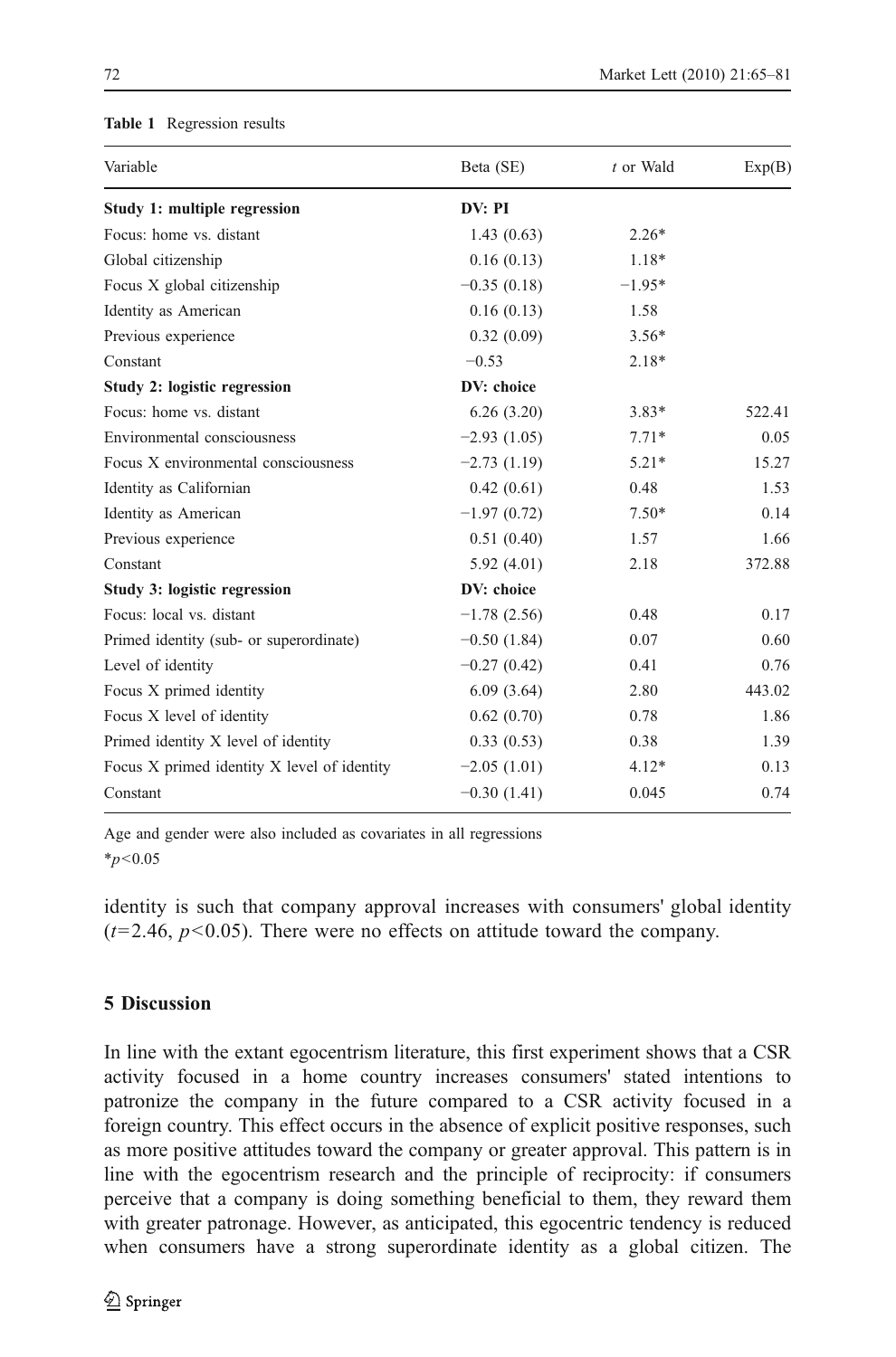**Table 1** Regression results

| Variable | Beta (SE) | *t* or Wald | Exp(B) |
|---|---|---|---|
| **Study 1: multiple regression** | **DV: PI** | | |
| Focus: home vs. distant | 1.43 (0.63) | 2.26* | |
| Global citizenship | 0.16 (0.13) | 1.18* | |
| Focus X global citizenship | −0.35 (0.18) | −1.95* | |
| Identity as American | 0.16 (0.13) | 1.58 | |
| Previous experience | 0.32 (0.09) | 3.56* | |
| Constant | −0.53 | 2.18* | |
| **Study 2: logistic regression** | **DV: choice** | | |
| Focus: home vs. distant | 6.26 (3.20) | 3.83* | 522.41 |
| Environmental consciousness | −2.93 (1.05) | 7.71* | 0.05 |
| Focus X environmental consciousness | −2.73 (1.19) | 5.21* | 15.27 |
| Identity as Californian | 0.42 (0.61) | 0.48 | 1.53 |
| Identity as American | −1.97 (0.72) | 7.50* | 0.14 |
| Previous experience | 0.51 (0.40) | 1.57 | 1.66 |
| Constant | 5.92 (4.01) | 2.18 | 372.88 |
| **Study 3: logistic regression** | **DV: choice** | | |
| Focus: local vs. distant | −1.78 (2.56) | 0.48 | 0.17 |
| Primed identity (sub- or superordinate) | −0.50 (1.84) | 0.07 | 0.60 |
| Level of identity | −0.27 (0.42) | 0.41 | 0.76 |
| Focus X primed identity | 6.09 (3.64) | 2.80 | 443.02 |
| Focus X level of identity | 0.62 (0.70) | 0.78 | 1.86 |
| Primed identity X level of identity | 0.33 (0.53) | 0.38 | 1.39 |
| Focus X primed identity X level of identity | −2.05 (1.01) | 4.12* | 0.13 |
| Constant | −0.30 (1.41) | 0.045 | 0.74 |

Age and gender were also included as covariates in all regressions

*$p<0.05$

identity is such that company approval increases with consumers' global identity ($t=2.46$, $p<0.05$). There were no effects on attitude toward the company.

## 5 Discussion

In line with the extant egocentrism literature, this first experiment shows that a CSR activity focused in a home country increases consumers' stated intentions to patronize the company in the future compared to a CSR activity focused in a foreign country. This effect occurs in the absence of explicit positive responses, such as more positive attitudes toward the company or greater approval. This pattern is in line with the egocentrism research and the principle of reciprocity: if consumers perceive that a company is doing something beneficial to them, they reward them with greater patronage. However, as anticipated, this egocentric tendency is reduced when consumers have a strong superordinate identity as a global citizen. The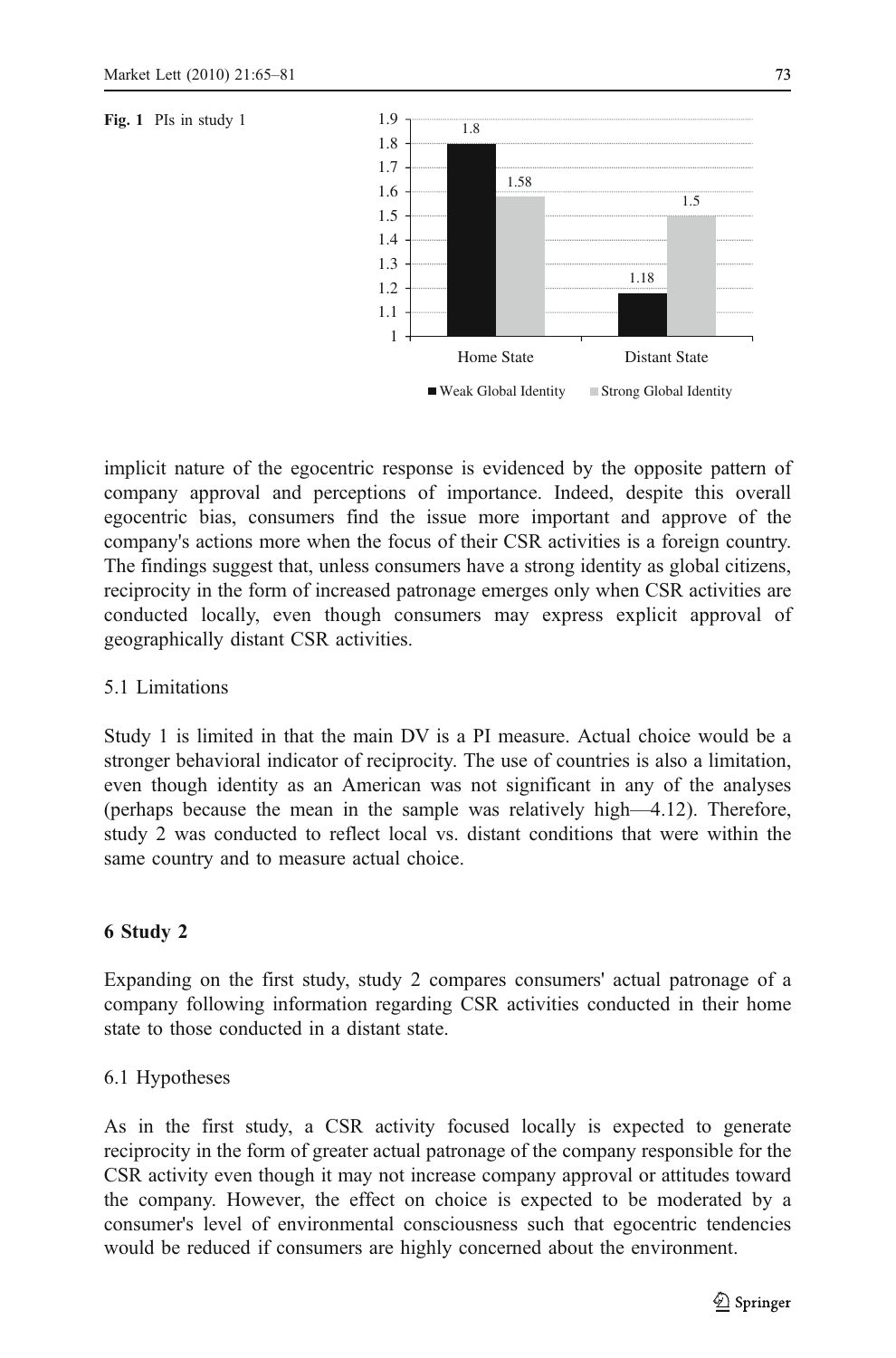Fig. 1 PIs in study 1

implicit nature of the egocentric response is evidenced by the opposite pattern of company approval and perceptions of importance. Indeed, despite this overall egocentric bias, consumers find the issue more important and approve of the company's actions more when the focus of their CSR activities is a foreign country. The findings suggest that, unless consumers have a strong identity as global citizens, reciprocity in the form of increased patronage emerges only when CSR activities are conducted locally, even though consumers may express explicit approval of geographically distant CSR activities.

### 5.1 Limitations

Study 1 is limited in that the main DV is a PI measure. Actual choice would be a stronger behavioral indicator of reciprocity. The use of countries is also a limitation, even though identity as an American was not significant in any of the analyses (perhaps because the mean in the sample was relatively high—4.12). Therefore, study 2 was conducted to reflect local vs. distant conditions that were within the same country and to measure actual choice.

## 6 Study 2

Expanding on the first study, study 2 compares consumers' actual patronage of a company following information regarding CSR activities conducted in their home state to those conducted in a distant state.

### 6.1 Hypotheses

As in the first study, a CSR activity focused locally is expected to generate reciprocity in the form of greater actual patronage of the company responsible for the CSR activity even though it may not increase company approval or attitudes toward the company. However, the effect on choice is expected to be moderated by a consumer's level of environmental consciousness such that egocentric tendencies would be reduced if consumers are highly concerned about the environment.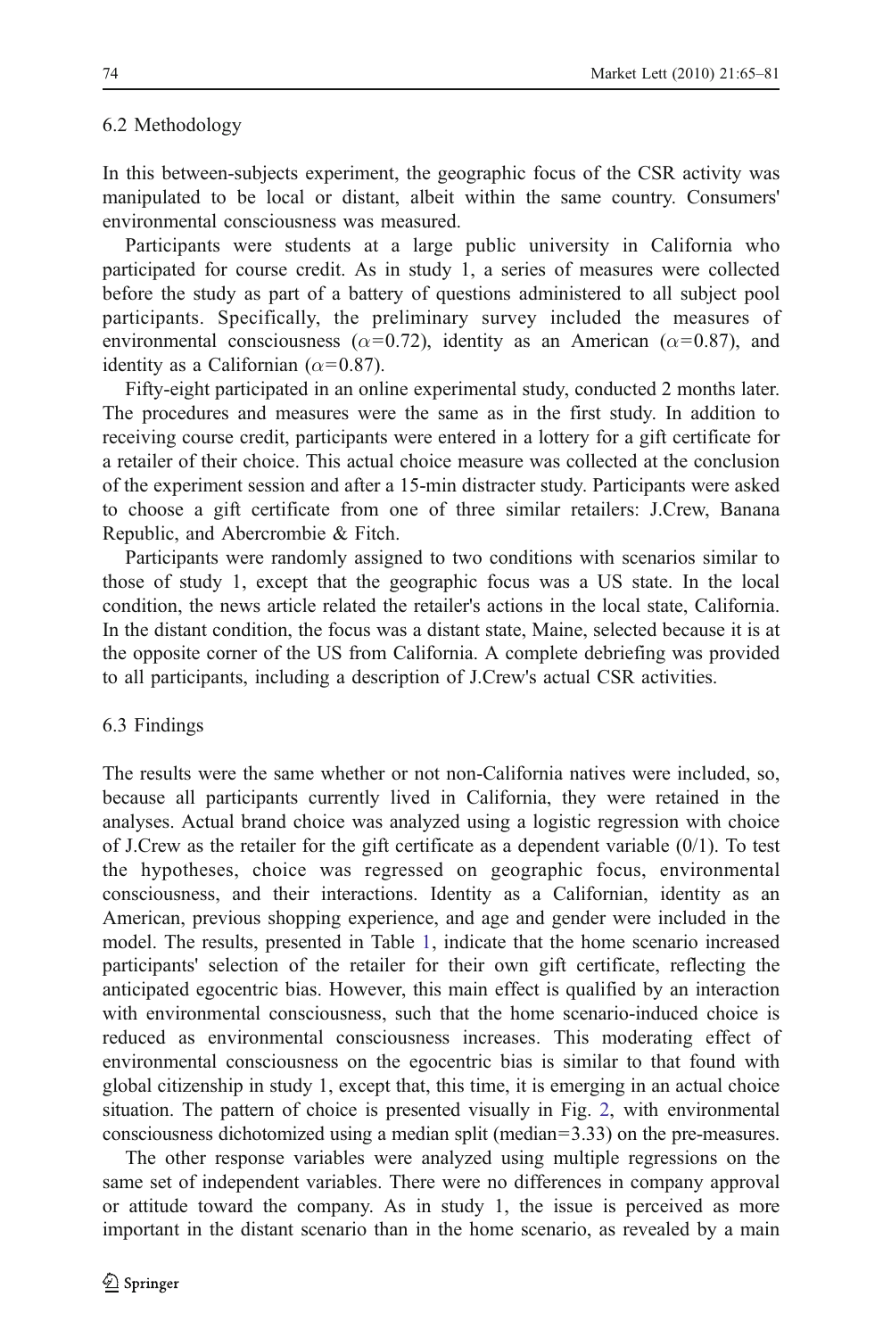### 6.2 Methodology

In this between-subjects experiment, the geographic focus of the CSR activity was manipulated to be local or distant, albeit within the same country. Consumers' environmental consciousness was measured.

Participants were students at a large public university in California who participated for course credit. As in study 1, a series of measures were collected before the study as part of a battery of questions administered to all subject pool participants. Specifically, the preliminary survey included the measures of environmental consciousness ($\alpha=0.72$), identity as an American ($\alpha=0.87$), and identity as a Californian ($\alpha=0.87$).

Fifty-eight participated in an online experimental study, conducted 2 months later. The procedures and measures were the same as in the first study. In addition to receiving course credit, participants were entered in a lottery for a gift certificate for a retailer of their choice. This actual choice measure was collected at the conclusion of the experiment session and after a 15-min distracter study. Participants were asked to choose a gift certificate from one of three similar retailers: J.Crew, Banana Republic, and Abercrombie & Fitch.

Participants were randomly assigned to two conditions with scenarios similar to those of study 1, except that the geographic focus was a US state. In the local condition, the news article related the retailer's actions in the local state, California. In the distant condition, the focus was a distant state, Maine, selected because it is at the opposite corner of the US from California. A complete debriefing was provided to all participants, including a description of J.Crew's actual CSR activities.

### 6.3 Findings

The results were the same whether or not non-California natives were included, so, because all participants currently lived in California, they were retained in the analyses. Actual brand choice was analyzed using a logistic regression with choice of J.Crew as the retailer for the gift certificate as a dependent variable (0/1). To test the hypotheses, choice was regressed on geographic focus, environmental consciousness, and their interactions. Identity as a Californian, identity as an American, previous shopping experience, and age and gender were included in the model. The results, presented in Table 1, indicate that the home scenario increased participants' selection of the retailer for their own gift certificate, reflecting the anticipated egocentric bias. However, this main effect is qualified by an interaction with environmental consciousness, such that the home scenario-induced choice is reduced as environmental consciousness increases. This moderating effect of environmental consciousness on the egocentric bias is similar to that found with global citizenship in study 1, except that, this time, it is emerging in an actual choice situation. The pattern of choice is presented visually in Fig. 2, with environmental consciousness dichotomized using a median split (median=3.33) on the pre-measures.

The other response variables were analyzed using multiple regressions on the same set of independent variables. There were no differences in company approval or attitude toward the company. As in study 1, the issue is perceived as more important in the distant scenario than in the home scenario, as revealed by a main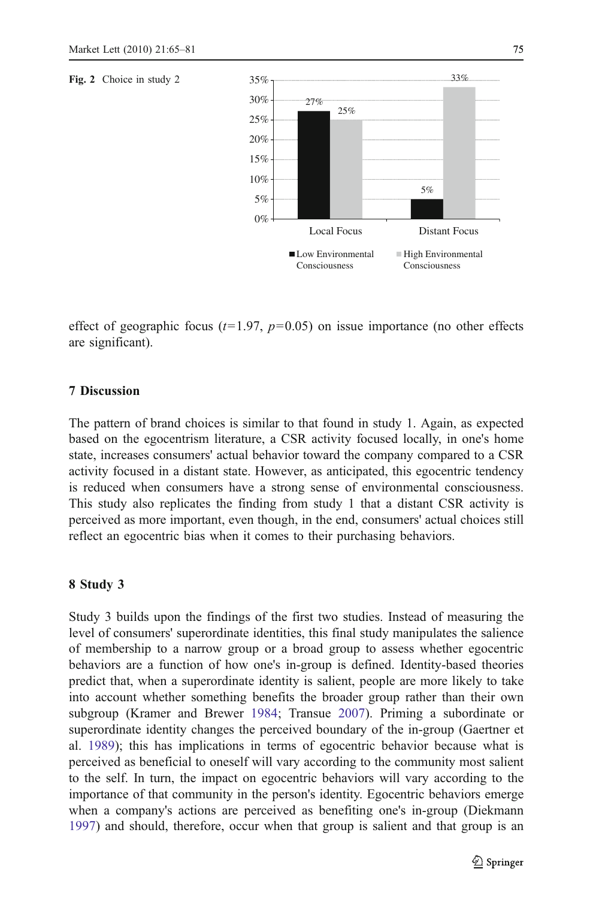**Fig. 2** Choice in study 2

effect of geographic focus ($t$=1.97, $p$=0.05) on issue importance (no other effects are significant).

## 7 Discussion

The pattern of brand choices is similar to that found in study 1. Again, as expected based on the egocentrism literature, a CSR activity focused locally, in one's home state, increases consumers' actual behavior toward the company compared to a CSR activity focused in a distant state. However, as anticipated, this egocentric tendency is reduced when consumers have a strong sense of environmental consciousness. This study also replicates the finding from study 1 that a distant CSR activity is perceived as more important, even though, in the end, consumers' actual choices still reflect an egocentric bias when it comes to their purchasing behaviors.

## 8 Study 3

Study 3 builds upon the findings of the first two studies. Instead of measuring the level of consumers' superordinate identities, this final study manipulates the salience of membership to a narrow group or a broad group to assess whether egocentric behaviors are a function of how one's in-group is defined. Identity-based theories predict that, when a superordinate identity is salient, people are more likely to take into account whether something benefits the broader group rather than their own subgroup (Kramer and Brewer 1984; Transue 2007). Priming a subordinate or superordinate identity changes the perceived boundary of the in-group (Gaertner et al. 1989); this has implications in terms of egocentric behavior because what is perceived as beneficial to oneself will vary according to the community most salient to the self. In turn, the impact on egocentric behaviors will vary according to the importance of that community in the person's identity. Egocentric behaviors emerge when a company's actions are perceived as benefiting one's in-group (Diekmann 1997) and should, therefore, occur when that group is salient and that group is an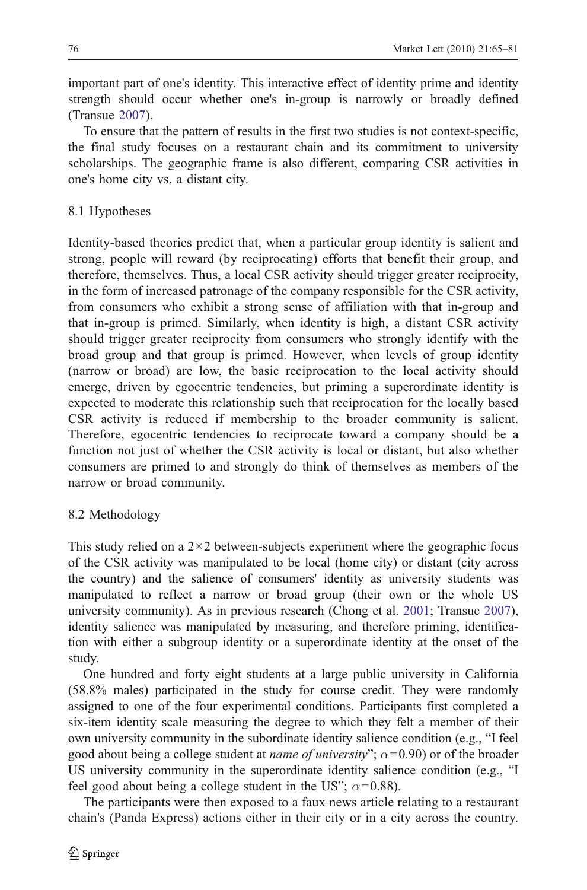important part of one's identity. This interactive effect of identity prime and identity strength should occur whether one's in-group is narrowly or broadly defined (Transue 2007).

To ensure that the pattern of results in the first two studies is not context-specific, the final study focuses on a restaurant chain and its commitment to university scholarships. The geographic frame is also different, comparing CSR activities in one's home city vs. a distant city.

### 8.1 Hypotheses

Identity-based theories predict that, when a particular group identity is salient and strong, people will reward (by reciprocating) efforts that benefit their group, and therefore, themselves. Thus, a local CSR activity should trigger greater reciprocity, in the form of increased patronage of the company responsible for the CSR activity, from consumers who exhibit a strong sense of affiliation with that in-group and that in-group is primed. Similarly, when identity is high, a distant CSR activity should trigger greater reciprocity from consumers who strongly identify with the broad group and that group is primed. However, when levels of group identity (narrow or broad) are low, the basic reciprocation to the local activity should emerge, driven by egocentric tendencies, but priming a superordinate identity is expected to moderate this relationship such that reciprocation for the locally based CSR activity is reduced if membership to the broader community is salient. Therefore, egocentric tendencies to reciprocate toward a company should be a function not just of whether the CSR activity is local or distant, but also whether consumers are primed to and strongly do think of themselves as members of the narrow or broad community.

### 8.2 Methodology

This study relied on a $2 \times 2$ between-subjects experiment where the geographic focus of the CSR activity was manipulated to be local (home city) or distant (city across the country) and the salience of consumers' identity as university students was manipulated to reflect a narrow or broad group (their own or the whole US university community). As in previous research (Chong et al. 2001; Transue 2007), identity salience was manipulated by measuring, and therefore priming, identification with either a subgroup identity or a superordinate identity at the onset of the study.

One hundred and forty eight students at a large public university in California (58.8% males) participated in the study for course credit. They were randomly assigned to one of the four experimental conditions. Participants first completed a six-item identity scale measuring the degree to which they felt a member of their own university community in the subordinate identity salience condition (e.g., "I feel good about being a college student at *name of university*"; $\alpha=0.90$) or of the broader US university community in the superordinate identity salience condition (e.g., "I feel good about being a college student in the US"; $\alpha=0.88$).

The participants were then exposed to a faux news article relating to a restaurant chain's (Panda Express) actions either in their city or in a city across the country.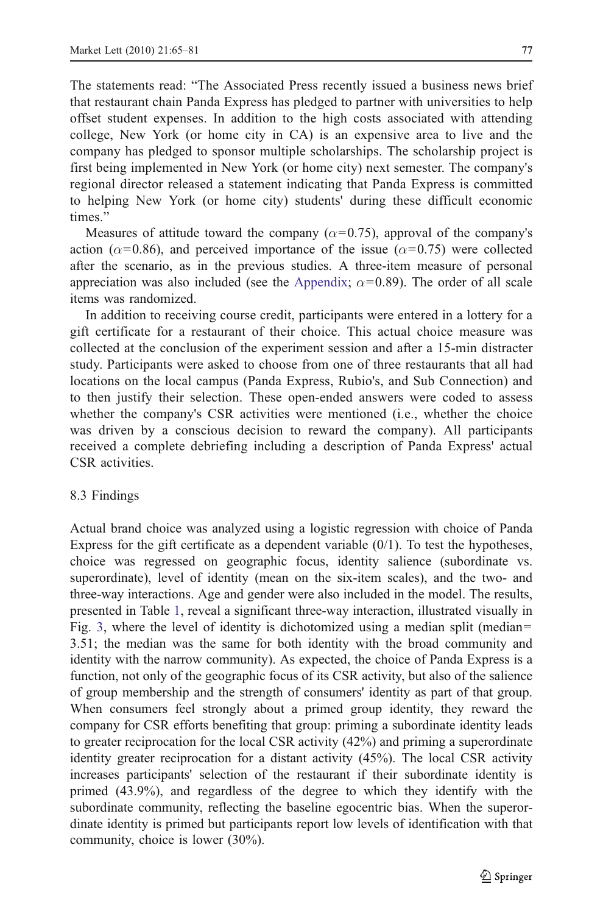The statements read: "The Associated Press recently issued a business news brief that restaurant chain Panda Express has pledged to partner with universities to help offset student expenses. In addition to the high costs associated with attending college, New York (or home city in CA) is an expensive area to live and the company has pledged to sponsor multiple scholarships. The scholarship project is first being implemented in New York (or home city) next semester. The company's regional director released a statement indicating that Panda Express is committed to helping New York (or home city) students' during these difficult economic times."

Measures of attitude toward the company ($\alpha$=0.75), approval of the company's action ($\alpha$=0.86), and perceived importance of the issue ($\alpha$=0.75) were collected after the scenario, as in the previous studies. A three-item measure of personal appreciation was also included (see the Appendix; $\alpha$=0.89). The order of all scale items was randomized.

In addition to receiving course credit, participants were entered in a lottery for a gift certificate for a restaurant of their choice. This actual choice measure was collected at the conclusion of the experiment session and after a 15-min distracter study. Participants were asked to choose from one of three restaurants that all had locations on the local campus (Panda Express, Rubio's, and Sub Connection) and to then justify their selection. These open-ended answers were coded to assess whether the company's CSR activities were mentioned (i.e., whether the choice was driven by a conscious decision to reward the company). All participants received a complete debriefing including a description of Panda Express' actual CSR activities.

### 8.3 Findings

Actual brand choice was analyzed using a logistic regression with choice of Panda Express for the gift certificate as a dependent variable (0/1). To test the hypotheses, choice was regressed on geographic focus, identity salience (subordinate vs. superordinate), level of identity (mean on the six-item scales), and the two- and three-way interactions. Age and gender were also included in the model. The results, presented in Table 1, reveal a significant three-way interaction, illustrated visually in Fig. 3, where the level of identity is dichotomized using a median split (median= 3.51; the median was the same for both identity with the broad community and identity with the narrow community). As expected, the choice of Panda Express is a function, not only of the geographic focus of its CSR activity, but also of the salience of group membership and the strength of consumers' identity as part of that group. When consumers feel strongly about a primed group identity, they reward the company for CSR efforts benefiting that group: priming a subordinate identity leads to greater reciprocation for the local CSR activity (42%) and priming a superordinate identity greater reciprocation for a distant activity (45%). The local CSR activity increases participants' selection of the restaurant if their subordinate identity is primed (43.9%), and regardless of the degree to which they identify with the subordinate community, reflecting the baseline egocentric bias. When the superordinate identity is primed but participants report low levels of identification with that community, choice is lower (30%).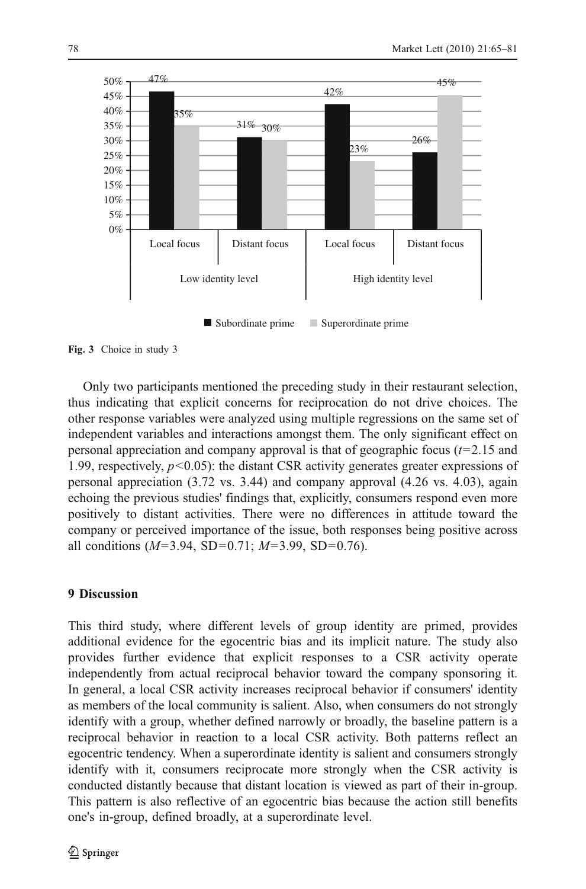| | Low identity level | | High identity level | |
|---|---|---|---|---|
| | Local focus | Distant focus | Local focus | Distant focus |
| Subordinate prime | 47% | 31% | 42% | 26% |
| Superordinate prime | 35% | 30% | 23% | 45% |

**Fig. 3** Choice in study 3

Only two participants mentioned the preceding study in their restaurant selection, thus indicating that explicit concerns for reciprocation do not drive choices. The other response variables were analyzed using multiple regressions on the same set of independent variables and interactions amongst them. The only significant effect on personal appreciation and company approval is that of geographic focus ($t$=2.15 and 1.99, respectively, $p<0.05$): the distant CSR activity generates greater expressions of personal appreciation (3.72 vs. 3.44) and company approval (4.26 vs. 4.03), again echoing the previous studies' findings that, explicitly, consumers respond even more positively to distant activities. There were no differences in attitude toward the company or perceived importance of the issue, both responses being positive across all conditions ($M$=3.94, SD=0.71; $M$=3.99, SD=0.76).

## 9 Discussion

This third study, where different levels of group identity are primed, provides additional evidence for the egocentric bias and its implicit nature. The study also provides further evidence that explicit responses to a CSR activity operate independently from actual reciprocal behavior toward the company sponsoring it. In general, a local CSR activity increases reciprocal behavior if consumers' identity as members of the local community is salient. Also, when consumers do not strongly identify with a group, whether defined narrowly or broadly, the baseline pattern is a reciprocal behavior in reaction to a local CSR activity. Both patterns reflect an egocentric tendency. When a superordinate identity is salient and consumers strongly identify with it, consumers reciprocate more strongly when the CSR activity is conducted distantly because that distant location is viewed as part of their in-group. This pattern is also reflective of an egocentric bias because the action still benefits one's in-group, defined broadly, at a superordinate level.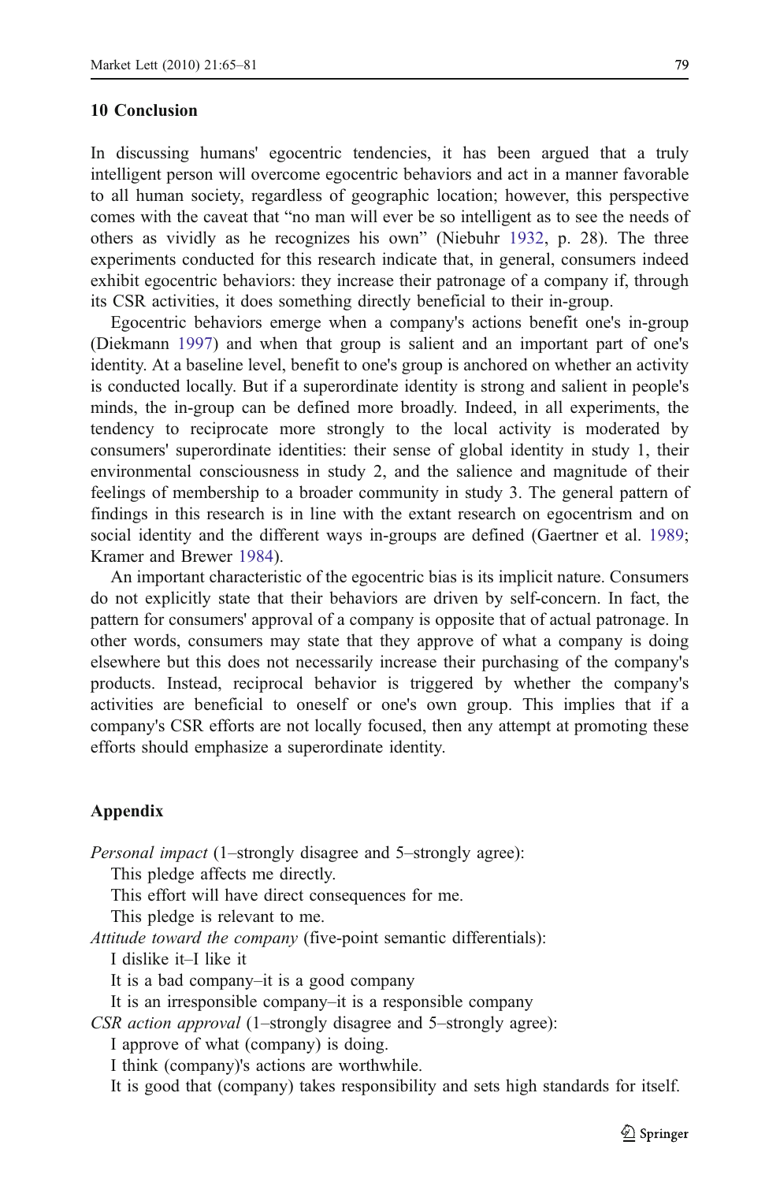## 10 Conclusion

In discussing humans' egocentric tendencies, it has been argued that a truly intelligent person will overcome egocentric behaviors and act in a manner favorable to all human society, regardless of geographic location; however, this perspective comes with the caveat that "no man will ever be so intelligent as to see the needs of others as vividly as he recognizes his own" (Niebuhr 1932, p. 28). The three experiments conducted for this research indicate that, in general, consumers indeed exhibit egocentric behaviors: they increase their patronage of a company if, through its CSR activities, it does something directly beneficial to their in-group.

Egocentric behaviors emerge when a company's actions benefit one's in-group (Diekmann 1997) and when that group is salient and an important part of one's identity. At a baseline level, benefit to one's group is anchored on whether an activity is conducted locally. But if a superordinate identity is strong and salient in people's minds, the in-group can be defined more broadly. Indeed, in all experiments, the tendency to reciprocate more strongly to the local activity is moderated by consumers' superordinate identities: their sense of global identity in study 1, their environmental consciousness in study 2, and the salience and magnitude of their feelings of membership to a broader community in study 3. The general pattern of findings in this research is in line with the extant research on egocentrism and on social identity and the different ways in-groups are defined (Gaertner et al. 1989; Kramer and Brewer 1984).

An important characteristic of the egocentric bias is its implicit nature. Consumers do not explicitly state that their behaviors are driven by self-concern. In fact, the pattern for consumers' approval of a company is opposite that of actual patronage. In other words, consumers may state that they approve of what a company is doing elsewhere but this does not necessarily increase their purchasing of the company's products. Instead, reciprocal behavior is triggered by whether the company's activities are beneficial to oneself or one's own group. This implies that if a company's CSR efforts are not locally focused, then any attempt at promoting these efforts should emphasize a superordinate identity.

## Appendix

*Personal impact* (1–strongly disagree and 5–strongly agree):

This pledge affects me directly.
This effort will have direct consequences for me.
This pledge is relevant to me.

*Attitude toward the company* (five-point semantic differentials):

I dislike it–I like it
It is a bad company–it is a good company
It is an irresponsible company–it is a responsible company

*CSR action approval* (1–strongly disagree and 5–strongly agree):

I approve of what (company) is doing.
I think (company)'s actions are worthwhile.
It is good that (company) takes responsibility and sets high standards for itself.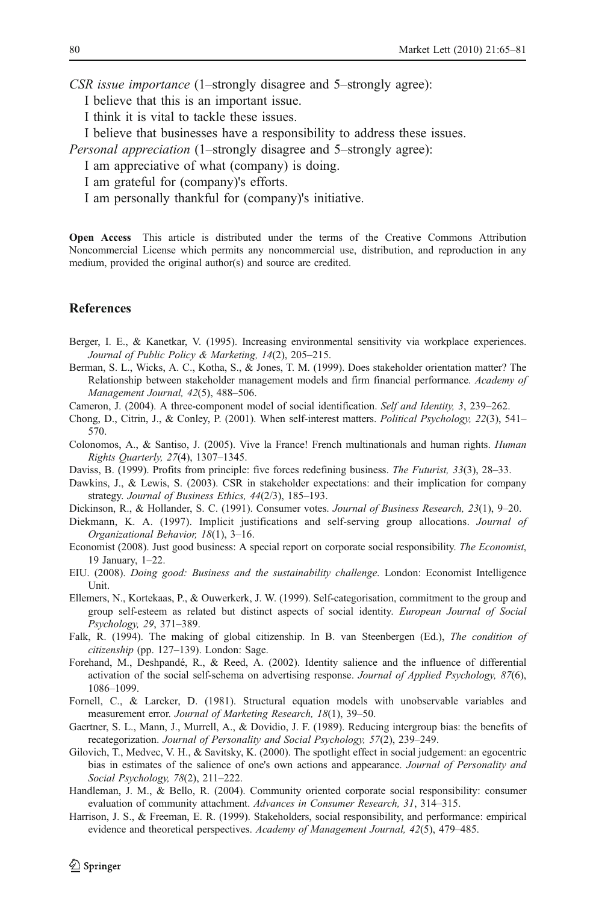*CSR issue importance* (1–strongly disagree and 5–strongly agree):

I believe that this is an important issue.

I think it is vital to tackle these issues.

I believe that businesses have a responsibility to address these issues.

*Personal appreciation* (1–strongly disagree and 5–strongly agree):

I am appreciative of what (company) is doing.

I am grateful for (company)'s efforts.

I am personally thankful for (company)'s initiative.

**Open Access** This article is distributed under the terms of the Creative Commons Attribution Noncommercial License which permits any noncommercial use, distribution, and reproduction in any medium, provided the original author(s) and source are credited.

## References

Berger, I. E., & Kanetkar, V. (1995). Increasing environmental sensitivity via workplace experiences. *Journal of Public Policy & Marketing, 14*(2), 205–215.

Berman, S. L., Wicks, A. C., Kotha, S., & Jones, T. M. (1999). Does stakeholder orientation matter? The Relationship between stakeholder management models and firm financial performance. *Academy of Management Journal, 42*(5), 488–506.

Cameron, J. (2004). A three-component model of social identification. *Self and Identity, 3*, 239–262.

Chong, D., Citrin, J., & Conley, P. (2001). When self-interest matters. *Political Psychology, 22*(3), 541–570.

Colonomos, A., & Santiso, J. (2005). Vive la France! French multinationals and human rights. *Human Rights Quarterly, 27*(4), 1307–1345.

Daviss, B. (1999). Profits from principle: five forces redefining business. *The Futurist, 33*(3), 28–33.

Dawkins, J., & Lewis, S. (2003). CSR in stakeholder expectations: and their implication for company strategy. *Journal of Business Ethics, 44*(2/3), 185–193.

Dickinson, R., & Hollander, S. C. (1991). Consumer votes. *Journal of Business Research, 23*(1), 9–20.

Diekmann, K. A. (1997). Implicit justifications and self-serving group allocations. *Journal of Organizational Behavior, 18*(1), 3–16.

Economist (2008). Just good business: A special report on corporate social responsibility. *The Economist*, 19 January, 1–22.

EIU. (2008). *Doing good: Business and the sustainability challenge*. London: Economist Intelligence Unit.

Ellemers, N., Kortekaas, P., & Ouwerkerk, J. W. (1999). Self-categorisation, commitment to the group and group self-esteem as related but distinct aspects of social identity. *European Journal of Social Psychology, 29*, 371–389.

Falk, R. (1994). The making of global citizenship. In B. van Steenbergen (Ed.), *The condition of citizenship* (pp. 127–139). London: Sage.

Forehand, M., Deshpandé, R., & Reed, A. (2002). Identity salience and the influence of differential activation of the social self-schema on advertising response. *Journal of Applied Psychology, 87*(6), 1086–1099.

Fornell, C., & Larcker, D. (1981). Structural equation models with unobservable variables and measurement error. *Journal of Marketing Research, 18*(1), 39–50.

Gaertner, S. L., Mann, J., Murrell, A., & Dovidio, J. F. (1989). Reducing intergroup bias: the benefits of recategorization. *Journal of Personality and Social Psychology, 57*(2), 239–249.

Gilovich, T., Medvec, V. H., & Savitsky, K. (2000). The spotlight effect in social judgement: an egocentric bias in estimates of the salience of one's own actions and appearance. *Journal of Personality and Social Psychology, 78*(2), 211–222.

Handleman, J. M., & Bello, R. (2004). Community oriented corporate social responsibility: consumer evaluation of community attachment. *Advances in Consumer Research, 31*, 314–315.

Harrison, J. S., & Freeman, E. R. (1999). Stakeholders, social responsibility, and performance: empirical evidence and theoretical perspectives. *Academy of Management Journal, 42*(5), 479–485.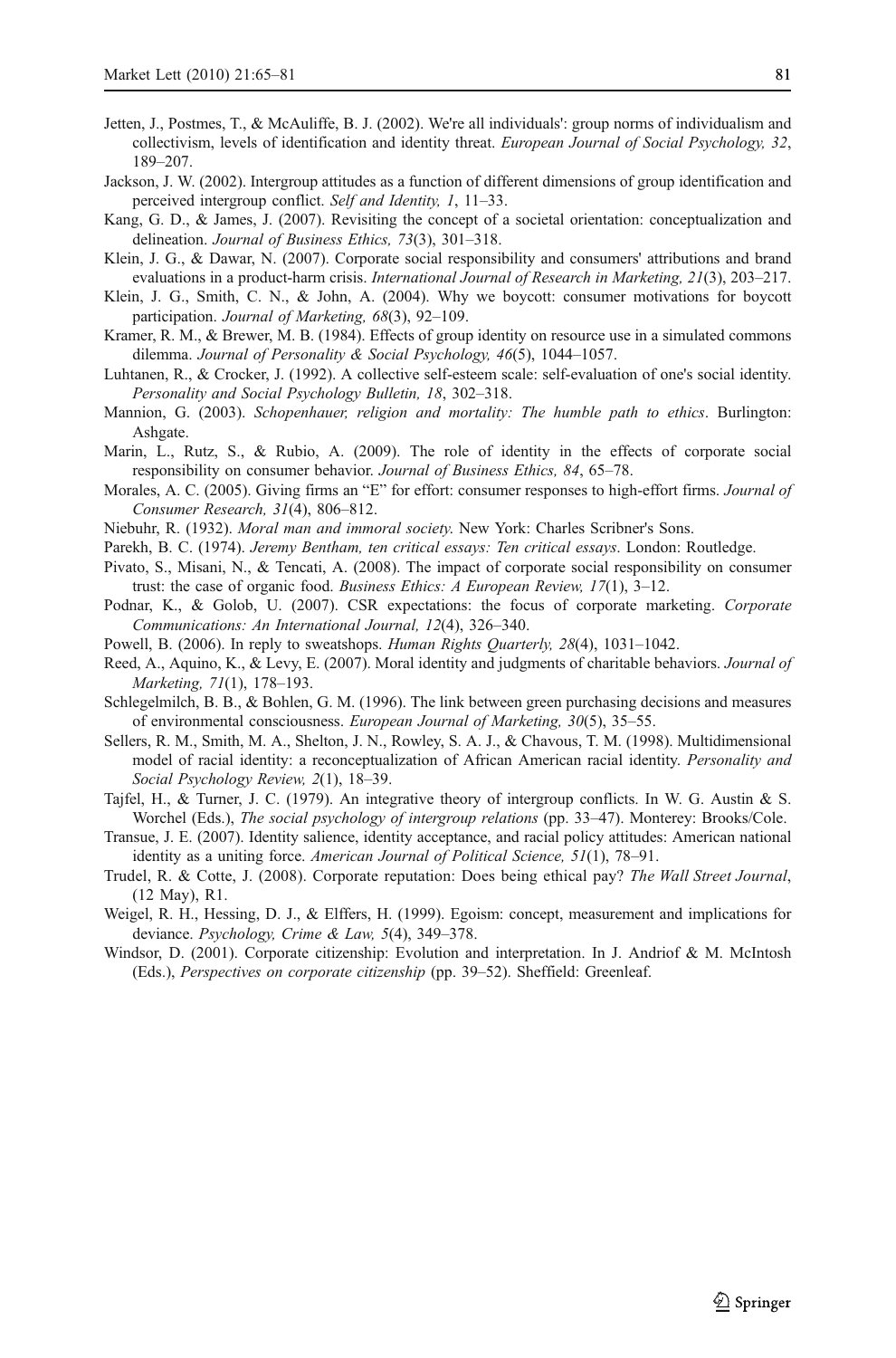Jetten, J., Postmes, T., & McAuliffe, B. J. (2002). We're all individuals': group norms of individualism and collectivism, levels of identification and identity threat. *European Journal of Social Psychology, 32*, 189–207.

Jackson, J. W. (2002). Intergroup attitudes as a function of different dimensions of group identification and perceived intergroup conflict. *Self and Identity, 1*, 11–33.

Kang, G. D., & James, J. (2007). Revisiting the concept of a societal orientation: conceptualization and delineation. *Journal of Business Ethics, 73*(3), 301–318.

Klein, J. G., & Dawar, N. (2007). Corporate social responsibility and consumers' attributions and brand evaluations in a product-harm crisis. *International Journal of Research in Marketing, 21*(3), 203–217.

Klein, J. G., Smith, C. N., & John, A. (2004). Why we boycott: consumer motivations for boycott participation. *Journal of Marketing, 68*(3), 92–109.

Kramer, R. M., & Brewer, M. B. (1984). Effects of group identity on resource use in a simulated commons dilemma. *Journal of Personality & Social Psychology, 46*(5), 1044–1057.

Luhtanen, R., & Crocker, J. (1992). A collective self-esteem scale: self-evaluation of one's social identity. *Personality and Social Psychology Bulletin, 18*, 302–318.

Mannion, G. (2003). *Schopenhauer, religion and mortality: The humble path to ethics*. Burlington: Ashgate.

Marin, L., Rutz, S., & Rubio, A. (2009). The role of identity in the effects of corporate social responsibility on consumer behavior. *Journal of Business Ethics, 84*, 65–78.

Morales, A. C. (2005). Giving firms an "E" for effort: consumer responses to high-effort firms. *Journal of Consumer Research, 31*(4), 806–812.

Niebuhr, R. (1932). *Moral man and immoral society*. New York: Charles Scribner's Sons.

Parekh, B. C. (1974). *Jeremy Bentham, ten critical essays: Ten critical essays*. London: Routledge.

Pivato, S., Misani, N., & Tencati, A. (2008). The impact of corporate social responsibility on consumer trust: the case of organic food. *Business Ethics: A European Review, 17*(1), 3–12.

Podnar, K., & Golob, U. (2007). CSR expectations: the focus of corporate marketing. *Corporate Communications: An International Journal, 12*(4), 326–340.

Powell, B. (2006). In reply to sweatshops. *Human Rights Quarterly, 28*(4), 1031–1042.

Reed, A., Aquino, K., & Levy, E. (2007). Moral identity and judgments of charitable behaviors. *Journal of Marketing, 71*(1), 178–193.

Schlegelmilch, B. B., & Bohlen, G. M. (1996). The link between green purchasing decisions and measures of environmental consciousness. *European Journal of Marketing, 30*(5), 35–55.

Sellers, R. M., Smith, M. A., Shelton, J. N., Rowley, S. A. J., & Chavous, T. M. (1998). Multidimensional model of racial identity: a reconceptualization of African American racial identity. *Personality and Social Psychology Review, 2*(1), 18–39.

Tajfel, H., & Turner, J. C. (1979). An integrative theory of intergroup conflicts. In W. G. Austin & S. Worchel (Eds.), *The social psychology of intergroup relations* (pp. 33–47). Monterey: Brooks/Cole.

Transue, J. E. (2007). Identity salience, identity acceptance, and racial policy attitudes: American national identity as a uniting force. *American Journal of Political Science, 51*(1), 78–91.

Trudel, R. & Cotte, J. (2008). Corporate reputation: Does being ethical pay? *The Wall Street Journal*, (12 May), R1.

Weigel, R. H., Hessing, D. J., & Elffers, H. (1999). Egoism: concept, measurement and implications for deviance. *Psychology, Crime & Law, 5*(4), 349–378.

Windsor, D. (2001). Corporate citizenship: Evolution and interpretation. In J. Andriof & M. McIntosh (Eds.), *Perspectives on corporate citizenship* (pp. 39–52). Sheffield: Greenleaf.